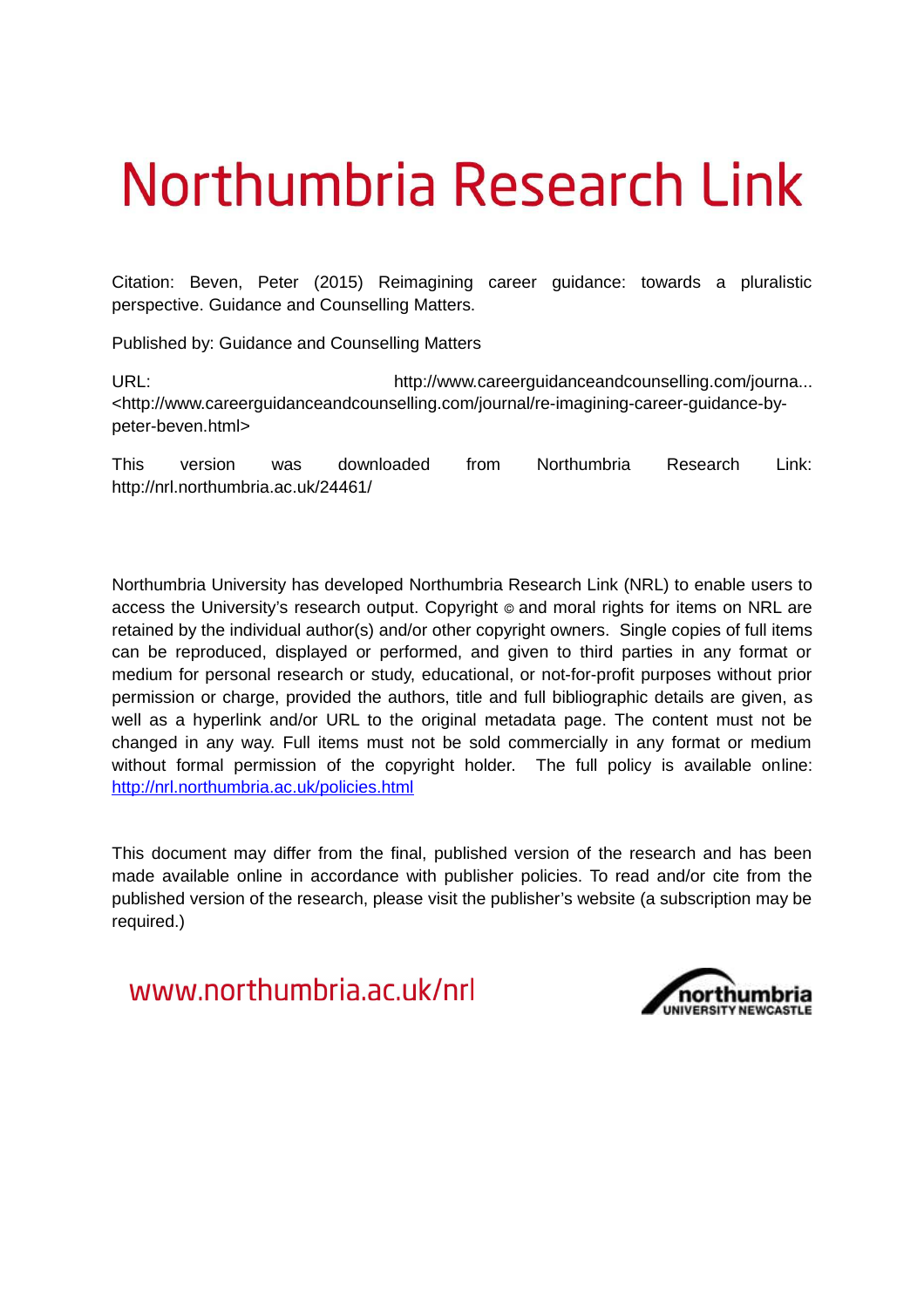# Northumbria Research Link

Citation: Beven, Peter (2015) Reimagining career guidance: towards a pluralistic perspective. Guidance and Counselling Matters.

Published by: Guidance and Counselling Matters

URL: http://www.careerguidanceandcounselling.com/journa... <http://www.careerguidanceandcounselling.com/journal/re-imagining-career-guidance-by-peter-beven.html>

This version was downloaded from Northumbria Research Link: http://nrl.northumbria.ac.uk/24461/

Northumbria University has developed Northumbria Research Link (NRL) to enable users to access the University's research output. Copyright © and moral rights for items on NRL are retained by the individual author(s) and/or other copyright owners. Single copies of full items can be reproduced, displayed or performed, and given to third parties in any format or medium for personal research or study, educational, or not-for-profit purposes without prior permission or charge, provided the authors, title and full bibliographic details are given, as well as a hyperlink and/or URL to the original metadata page. The content must not be changed in any way. Full items must not be sold commercially in any format or medium without formal permission of the copyright holder. The full policy is available online: http://nrl.northumbria.ac.uk/policies.html

This document may differ from the final, published version of the research and has been made available online in accordance with publisher policies. To read and/or cite from the published version of the research, please visit the publisher's website (a subscription may be required.)

www.northumbria.ac.uk/nrl

northumbria UNIVERSITY NEWCASTLE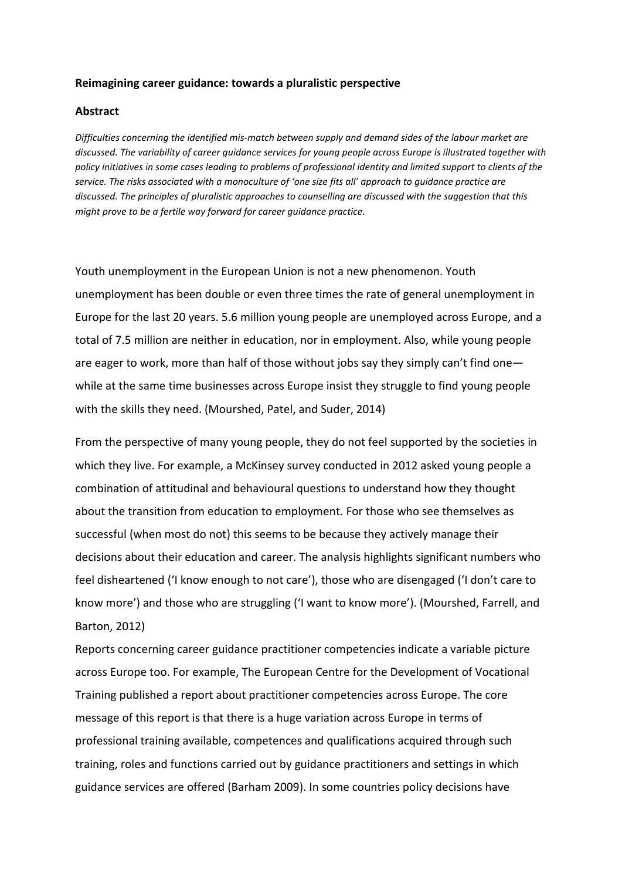**Reimagining career guidance: towards a pluralistic perspective**

**Abstract**

*Difficulties concerning the identified mis-match between supply and demand sides of the labour market are discussed. The variability of career guidance services for young people across Europe is illustrated together with policy initiatives in some cases leading to problems of professional identity and limited support to clients of the service. The risks associated with a monoculture of 'one size fits all' approach to guidance practice are discussed. The principles of pluralistic approaches to counselling are discussed with the suggestion that this might prove to be a fertile way forward for career guidance practice.*

Youth unemployment in the European Union is not a new phenomenon. Youth unemployment has been double or even three times the rate of general unemployment in Europe for the last 20 years. 5.6 million young people are unemployed across Europe, and a total of 7.5 million are neither in education, nor in employment. Also, while young people are eager to work, more than half of those without jobs say they simply can't find one—while at the same time businesses across Europe insist they struggle to find young people with the skills they need. (Mourshed, Patel, and Suder, 2014)

From the perspective of many young people, they do not feel supported by the societies in which they live. For example, a McKinsey survey conducted in 2012 asked young people a combination of attitudinal and behavioural questions to understand how they thought about the transition from education to employment. For those who see themselves as successful (when most do not) this seems to be because they actively manage their decisions about their education and career. The analysis highlights significant numbers who feel disheartened ('I know enough to not care'), those who are disengaged ('I don't care to know more') and those who are struggling ('I want to know more'). (Mourshed, Farrell, and Barton, 2012)

Reports concerning career guidance practitioner competencies indicate a variable picture across Europe too. For example, The European Centre for the Development of Vocational Training published a report about practitioner competencies across Europe. The core message of this report is that there is a huge variation across Europe in terms of professional training available, competences and qualifications acquired through such training, roles and functions carried out by guidance practitioners and settings in which guidance services are offered (Barham 2009). In some countries policy decisions have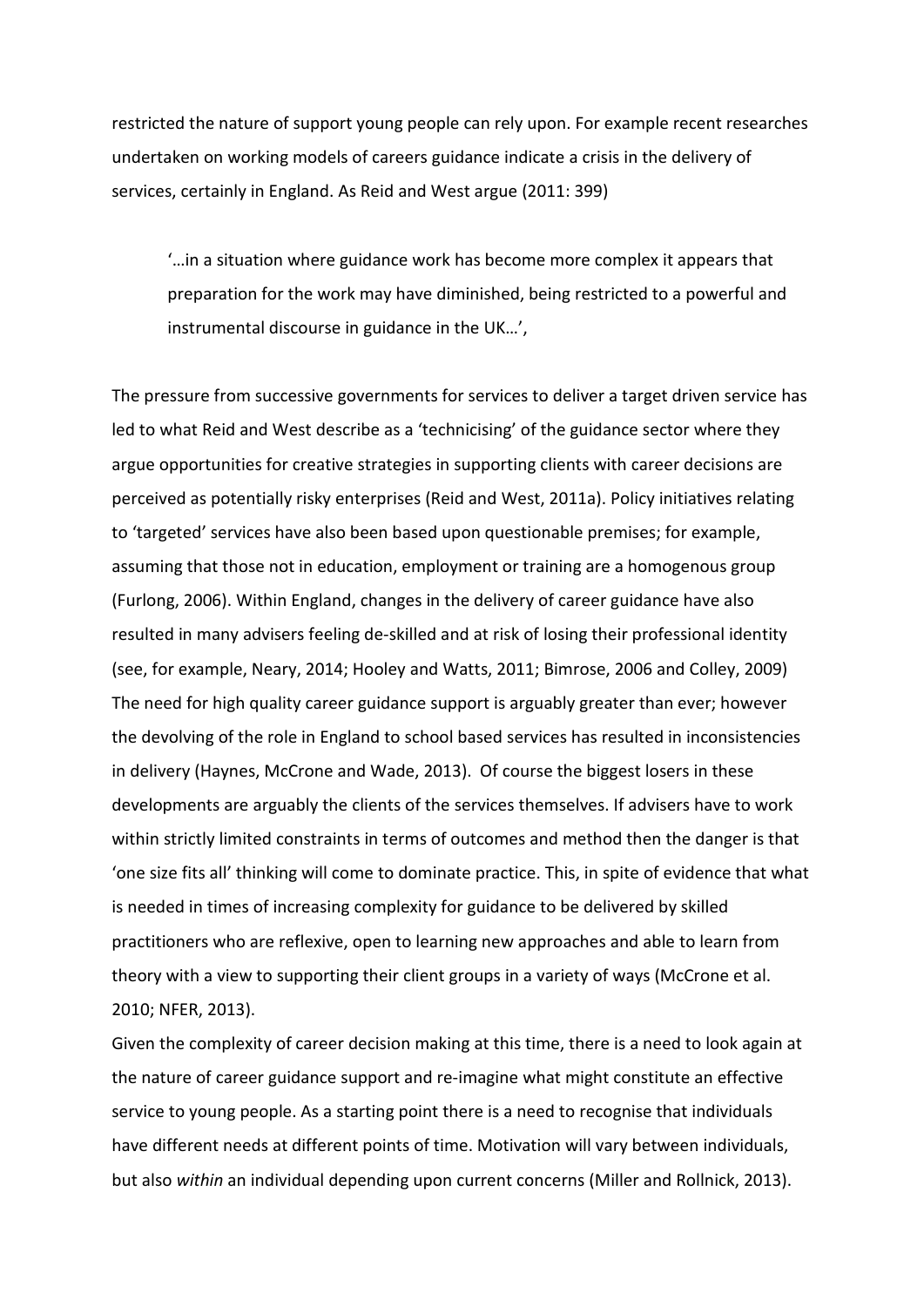restricted the nature of support young people can rely upon. For example recent researches undertaken on working models of careers guidance indicate a crisis in the delivery of services, certainly in England. As Reid and West argue (2011: 399)

> '…in a situation where guidance work has become more complex it appears that preparation for the work may have diminished, being restricted to a powerful and instrumental discourse in guidance in the UK…',

The pressure from successive governments for services to deliver a target driven service has led to what Reid and West describe as a 'technicising' of the guidance sector where they argue opportunities for creative strategies in supporting clients with career decisions are perceived as potentially risky enterprises (Reid and West, 2011a). Policy initiatives relating to 'targeted' services have also been based upon questionable premises; for example, assuming that those not in education, employment or training are a homogenous group (Furlong, 2006). Within England, changes in the delivery of career guidance have also resulted in many advisers feeling de-skilled and at risk of losing their professional identity (see, for example, Neary, 2014; Hooley and Watts, 2011; Bimrose, 2006 and Colley, 2009) The need for high quality career guidance support is arguably greater than ever; however the devolving of the role in England to school based services has resulted in inconsistencies in delivery (Haynes, McCrone and Wade, 2013). Of course the biggest losers in these developments are arguably the clients of the services themselves. If advisers have to work within strictly limited constraints in terms of outcomes and method then the danger is that 'one size fits all' thinking will come to dominate practice. This, in spite of evidence that what is needed in times of increasing complexity for guidance to be delivered by skilled practitioners who are reflexive, open to learning new approaches and able to learn from theory with a view to supporting their client groups in a variety of ways (McCrone et al. 2010; NFER, 2013).

Given the complexity of career decision making at this time, there is a need to look again at the nature of career guidance support and re-imagine what might constitute an effective service to young people. As a starting point there is a need to recognise that individuals have different needs at different points of time. Motivation will vary between individuals, but also *within* an individual depending upon current concerns (Miller and Rollnick, 2013).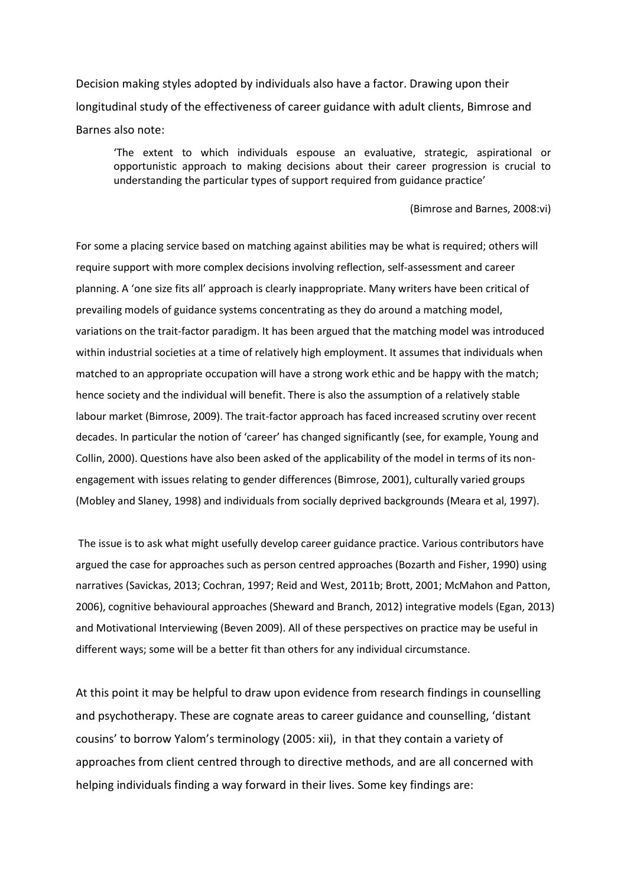Decision making styles adopted by individuals also have a factor. Drawing upon their longitudinal study of the effectiveness of career guidance with adult clients, Bimrose and Barnes also note:

> 'The extent to which individuals espouse an evaluative, strategic, aspirational or opportunistic approach to making decisions about their career progression is crucial to understanding the particular types of support required from guidance practice'
>
> (Bimrose and Barnes, 2008:vi)

For some a placing service based on matching against abilities may be what is required; others will require support with more complex decisions involving reflection, self-assessment and career planning. A 'one size fits all' approach is clearly inappropriate. Many writers have been critical of prevailing models of guidance systems concentrating as they do around a matching model, variations on the trait-factor paradigm. It has been argued that the matching model was introduced within industrial societies at a time of relatively high employment. It assumes that individuals when matched to an appropriate occupation will have a strong work ethic and be happy with the match; hence society and the individual will benefit. There is also the assumption of a relatively stable labour market (Bimrose, 2009). The trait-factor approach has faced increased scrutiny over recent decades. In particular the notion of 'career' has changed significantly (see, for example, Young and Collin, 2000). Questions have also been asked of the applicability of the model in terms of its non-engagement with issues relating to gender differences (Bimrose, 2001), culturally varied groups (Mobley and Slaney, 1998) and individuals from socially deprived backgrounds (Meara et al, 1997).

The issue is to ask what might usefully develop career guidance practice. Various contributors have argued the case for approaches such as person centred approaches (Bozarth and Fisher, 1990) using narratives (Savickas, 2013; Cochran, 1997; Reid and West, 2011b; Brott, 2001; McMahon and Patton, 2006), cognitive behavioural approaches (Sheward and Branch, 2012) integrative models (Egan, 2013) and Motivational Interviewing (Beven 2009). All of these perspectives on practice may be useful in different ways; some will be a better fit than others for any individual circumstance.

At this point it may be helpful to draw upon evidence from research findings in counselling and psychotherapy. These are cognate areas to career guidance and counselling, 'distant cousins' to borrow Yalom's terminology (2005: xii), in that they contain a variety of approaches from client centred through to directive methods, and are all concerned with helping individuals finding a way forward in their lives. Some key findings are: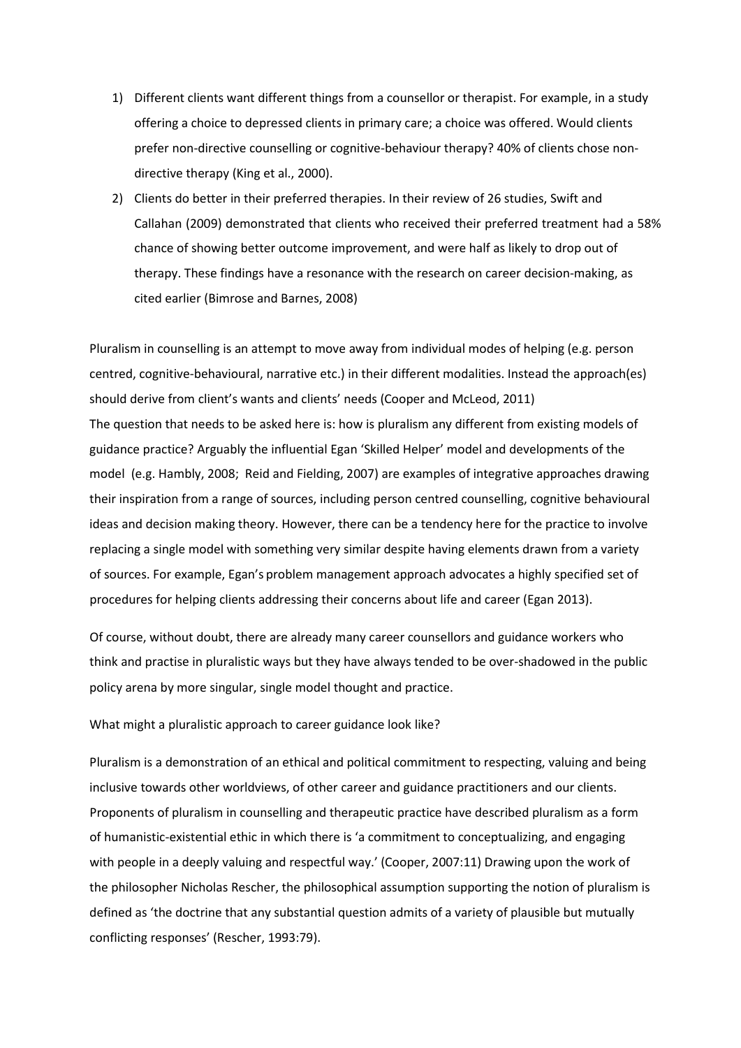1) Different clients want different things from a counsellor or therapist. For example, in a study offering a choice to depressed clients in primary care; a choice was offered. Would clients prefer non-directive counselling or cognitive-behaviour therapy? 40% of clients chose non-directive therapy (King et al., 2000).
2) Clients do better in their preferred therapies. In their review of 26 studies, Swift and Callahan (2009) demonstrated that clients who received their preferred treatment had a 58% chance of showing better outcome improvement, and were half as likely to drop out of therapy. These findings have a resonance with the research on career decision-making, as cited earlier (Bimrose and Barnes, 2008)

Pluralism in counselling is an attempt to move away from individual modes of helping (e.g. person centred, cognitive-behavioural, narrative etc.) in their different modalities. Instead the approach(es) should derive from client's wants and clients' needs (Cooper and McLeod, 2011)
The question that needs to be asked here is: how is pluralism any different from existing models of guidance practice? Arguably the influential Egan 'Skilled Helper' model and developments of the model (e.g. Hambly, 2008; Reid and Fielding, 2007) are examples of integrative approaches drawing their inspiration from a range of sources, including person centred counselling, cognitive behavioural ideas and decision making theory. However, there can be a tendency here for the practice to involve replacing a single model with something very similar despite having elements drawn from a variety of sources. For example, Egan's problem management approach advocates a highly specified set of procedures for helping clients addressing their concerns about life and career (Egan 2013).

Of course, without doubt, there are already many career counsellors and guidance workers who think and practise in pluralistic ways but they have always tended to be over-shadowed in the public policy arena by more singular, single model thought and practice.

What might a pluralistic approach to career guidance look like?

Pluralism is a demonstration of an ethical and political commitment to respecting, valuing and being inclusive towards other worldviews, of other career and guidance practitioners and our clients. Proponents of pluralism in counselling and therapeutic practice have described pluralism as a form of humanistic-existential ethic in which there is 'a commitment to conceptualizing, and engaging with people in a deeply valuing and respectful way.' (Cooper, 2007:11) Drawing upon the work of the philosopher Nicholas Rescher, the philosophical assumption supporting the notion of pluralism is defined as 'the doctrine that any substantial question admits of a variety of plausible but mutually conflicting responses' (Rescher, 1993:79).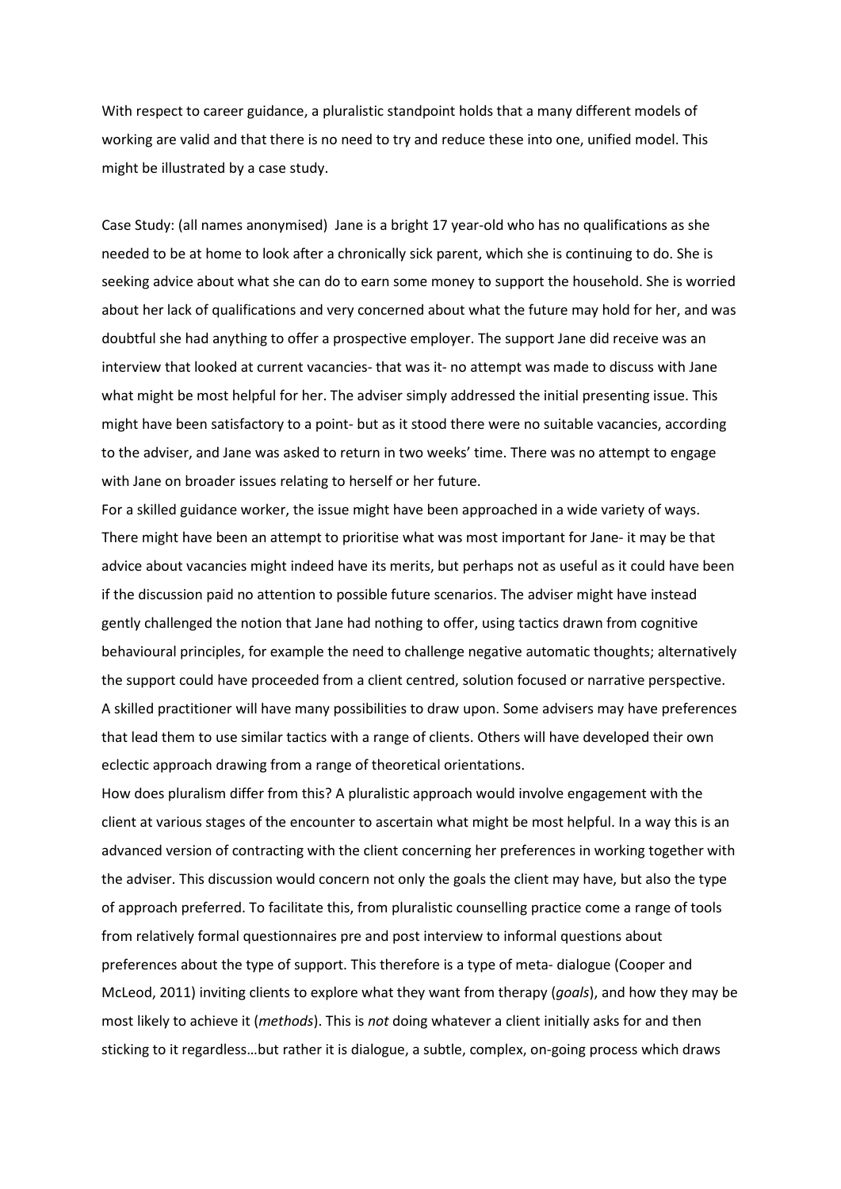With respect to career guidance, a pluralistic standpoint holds that a many different models of working are valid and that there is no need to try and reduce these into one, unified model. This might be illustrated by a case study.

Case Study: (all names anonymised) Jane is a bright 17 year-old who has no qualifications as she needed to be at home to look after a chronically sick parent, which she is continuing to do. She is seeking advice about what she can do to earn some money to support the household. She is worried about her lack of qualifications and very concerned about what the future may hold for her, and was doubtful she had anything to offer a prospective employer. The support Jane did receive was an interview that looked at current vacancies- that was it- no attempt was made to discuss with Jane what might be most helpful for her. The adviser simply addressed the initial presenting issue. This might have been satisfactory to a point- but as it stood there were no suitable vacancies, according to the adviser, and Jane was asked to return in two weeks' time. There was no attempt to engage with Jane on broader issues relating to herself or her future.

For a skilled guidance worker, the issue might have been approached in a wide variety of ways. There might have been an attempt to prioritise what was most important for Jane- it may be that advice about vacancies might indeed have its merits, but perhaps not as useful as it could have been if the discussion paid no attention to possible future scenarios. The adviser might have instead gently challenged the notion that Jane had nothing to offer, using tactics drawn from cognitive behavioural principles, for example the need to challenge negative automatic thoughts; alternatively the support could have proceeded from a client centred, solution focused or narrative perspective. A skilled practitioner will have many possibilities to draw upon. Some advisers may have preferences that lead them to use similar tactics with a range of clients. Others will have developed their own eclectic approach drawing from a range of theoretical orientations.

How does pluralism differ from this? A pluralistic approach would involve engagement with the client at various stages of the encounter to ascertain what might be most helpful. In a way this is an advanced version of contracting with the client concerning her preferences in working together with the adviser. This discussion would concern not only the goals the client may have, but also the type of approach preferred. To facilitate this, from pluralistic counselling practice come a range of tools from relatively formal questionnaires pre and post interview to informal questions about preferences about the type of support. This therefore is a type of meta- dialogue (Cooper and McLeod, 2011) inviting clients to explore what they want from therapy (*goals*), and how they may be most likely to achieve it (*methods*). This is *not* doing whatever a client initially asks for and then sticking to it regardless…but rather it is dialogue, a subtle, complex, on-going process which draws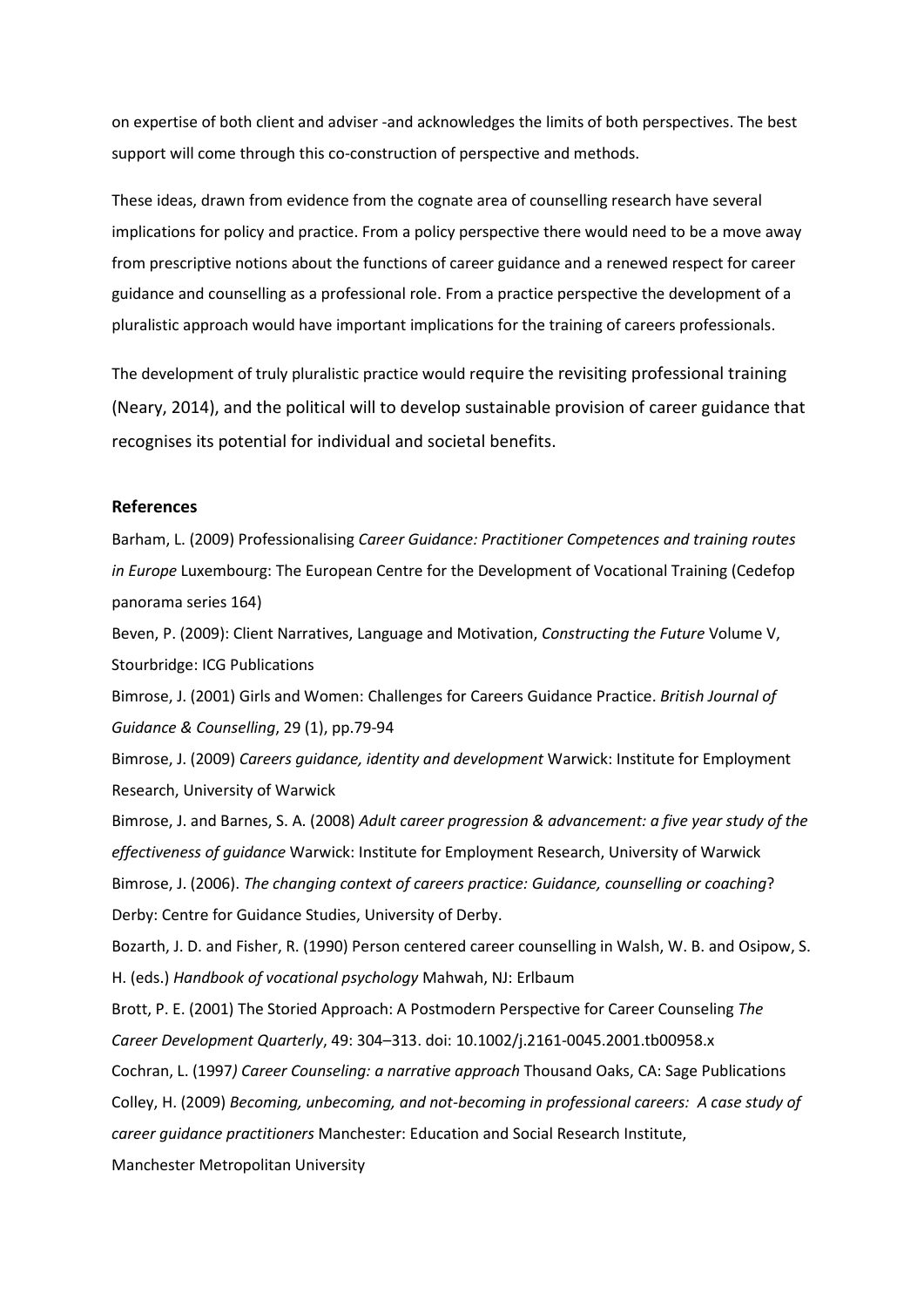on expertise of both client and adviser -and acknowledges the limits of both perspectives. The best support will come through this co-construction of perspective and methods.

These ideas, drawn from evidence from the cognate area of counselling research have several implications for policy and practice. From a policy perspective there would need to be a move away from prescriptive notions about the functions of career guidance and a renewed respect for career guidance and counselling as a professional role. From a practice perspective the development of a pluralistic approach would have important implications for the training of careers professionals.

The development of truly pluralistic practice would require the revisiting professional training (Neary, 2014), and the political will to develop sustainable provision of career guidance that recognises its potential for individual and societal benefits.

## References

Barham, L. (2009) Professionalising *Career Guidance: Practitioner Competences and training routes in Europe* Luxembourg: The European Centre for the Development of Vocational Training (Cedefop panorama series 164)

Beven, P. (2009): Client Narratives, Language and Motivation, *Constructing the Future* Volume V, Stourbridge: ICG Publications

Bimrose, J. (2001) Girls and Women: Challenges for Careers Guidance Practice. *British Journal of Guidance & Counselling*, 29 (1), pp.79-94

Bimrose, J. (2009) *Careers guidance, identity and development* Warwick: Institute for Employment Research, University of Warwick

Bimrose, J. and Barnes, S. A. (2008) *Adult career progression & advancement: a five year study of the effectiveness of guidance* Warwick: Institute for Employment Research, University of Warwick

Bimrose, J. (2006). *The changing context of careers practice: Guidance, counselling or coaching*? Derby: Centre for Guidance Studies, University of Derby.

Bozarth, J. D. and Fisher, R. (1990) Person centered career counselling in Walsh, W. B. and Osipow, S. H. (eds.) *Handbook of vocational psychology* Mahwah, NJ: Erlbaum

Brott, P. E. (2001) The Storied Approach: A Postmodern Perspective for Career Counseling *The Career Development Quarterly*, 49: 304–313. doi: 10.1002/j.2161-0045.2001.tb00958.x

Cochran, L. (1997*) Career Counseling: a narrative approach* Thousand Oaks, CA: Sage Publications

Colley, H. (2009) *Becoming, unbecoming, and not-becoming in professional careers: A case study of career guidance practitioners* Manchester: Education and Social Research Institute, Manchester Metropolitan University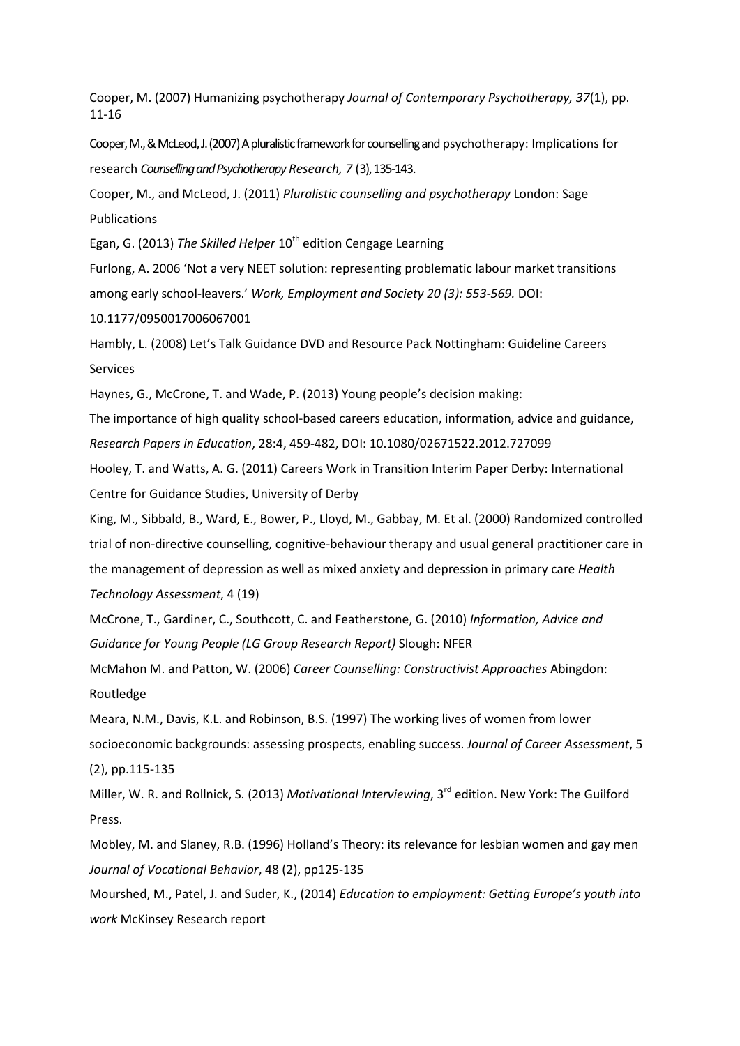Cooper, M. (2007) Humanizing psychotherapy *Journal of Contemporary Psychotherapy, 37*(1), pp. 11-16

Cooper, M., & McLeod, J. (2007) A pluralistic framework for counselling and psychotherapy: Implications for research *Counselling and Psychotherapy Research, 7* (3), 135-143.

Cooper, M., and McLeod, J. (2011) *Pluralistic counselling and psychotherapy* London: Sage Publications

Egan, G. (2013) *The Skilled Helper* 10th edition Cengage Learning

Furlong, A. 2006 'Not a very NEET solution: representing problematic labour market transitions among early school-leavers.' *Work, Employment and Society 20 (3): 553-569.* DOI: 10.1177/0950017006067001

Hambly, L. (2008) Let's Talk Guidance DVD and Resource Pack Nottingham: Guideline Careers Services

Haynes, G., McCrone, T. and Wade, P. (2013) Young people's decision making: The importance of high quality school-based careers education, information, advice and guidance, *Research Papers in Education*, 28:4, 459-482, DOI: 10.1080/02671522.2012.727099

Hooley, T. and Watts, A. G. (2011) Careers Work in Transition Interim Paper Derby: International Centre for Guidance Studies, University of Derby

King, M., Sibbald, B., Ward, E., Bower, P., Lloyd, M., Gabbay, M. Et al. (2000) Randomized controlled trial of non-directive counselling, cognitive-behaviour therapy and usual general practitioner care in the management of depression as well as mixed anxiety and depression in primary care *Health Technology Assessment*, 4 (19)

McCrone, T., Gardiner, C., Southcott, C. and Featherstone, G. (2010) *Information, Advice and Guidance for Young People (LG Group Research Report)* Slough: NFER

McMahon M. and Patton, W. (2006) *Career Counselling: Constructivist Approaches* Abingdon: Routledge

Meara, N.M., Davis, K.L. and Robinson, B.S. (1997) The working lives of women from lower socioeconomic backgrounds: assessing prospects, enabling success. *Journal of Career Assessment*, 5 (2), pp.115-135

Miller, W. R. and Rollnick, S. (2013) *Motivational Interviewing*, 3rd edition. New York: The Guilford Press.

Mobley, M. and Slaney, R.B. (1996) Holland's Theory: its relevance for lesbian women and gay men *Journal of Vocational Behavior*, 48 (2), pp125-135

Mourshed, M., Patel, J. and Suder, K., (2014) *Education to employment: Getting Europe's youth into work* McKinsey Research report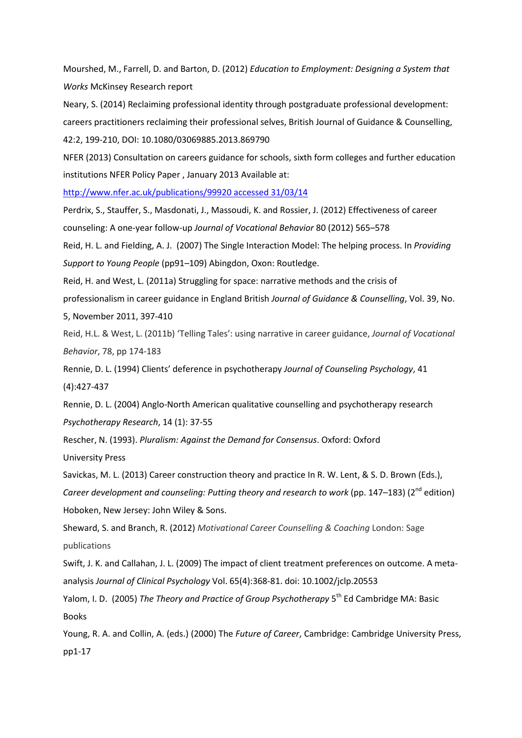Mourshed, M., Farrell, D. and Barton, D. (2012) *Education to Employment: Designing a System that Works* McKinsey Research report

Neary, S. (2014) Reclaiming professional identity through postgraduate professional development: careers practitioners reclaiming their professional selves, British Journal of Guidance & Counselling, 42:2, 199-210, DOI: 10.1080/03069885.2013.869790

NFER (2013) Consultation on careers guidance for schools, sixth form colleges and further education institutions NFER Policy Paper , January 2013 Available at: [http://www.nfer.ac.uk/publications/99920 accessed 31/03/14](http://www.nfer.ac.uk/publications/99920)

Perdrix, S., Stauffer, S., Masdonati, J., Massoudi, K. and Rossier, J. (2012) Effectiveness of career counseling: A one-year follow-up *Journal of Vocational Behavior* 80 (2012) 565–578

Reid, H. L. and Fielding, A. J. (2007) The Single Interaction Model: The helping process. In *Providing Support to Young People* (pp91–109) Abingdon, Oxon: Routledge.

Reid, H. and West, L. (2011a) Struggling for space: narrative methods and the crisis of professionalism in career guidance in England British *Journal of Guidance & Counselling*, Vol. 39, No. 5, November 2011, 397-410

Reid, H.L. & West, L. (2011b) 'Telling Tales': using narrative in career guidance, *Journal of Vocational Behavior*, 78, pp 174-183

Rennie, D. L. (1994) Clients' deference in psychotherapy *Journal of Counseling Psychology*, 41 (4):427-437

Rennie, D. L. (2004) Anglo-North American qualitative counselling and psychotherapy research *Psychotherapy Research*, 14 (1): 37-55

Rescher, N. (1993). *Pluralism: Against the Demand for Consensus*. Oxford: Oxford University Press

Savickas, M. L. (2013) Career construction theory and practice In R. W. Lent, & S. D. Brown (Eds.), *Career development and counseling: Putting theory and research to work* (pp. 147–183) (2nd edition) Hoboken, New Jersey: John Wiley & Sons.

Sheward, S. and Branch, R. (2012) *Motivational Career Counselling & Coaching* London: Sage publications

Swift, J. K. and Callahan, J. L. (2009) The impact of client treatment preferences on outcome. A meta-analysis *Journal of Clinical Psychology* Vol. 65(4):368-81. doi: 10.1002/jclp.20553

Yalom, I. D. (2005) *The Theory and Practice of Group Psychotherapy* 5th Ed Cambridge MA: Basic Books

Young, R. A. and Collin, A. (eds.) (2000) The *Future of Career*, Cambridge: Cambridge University Press, pp1-17